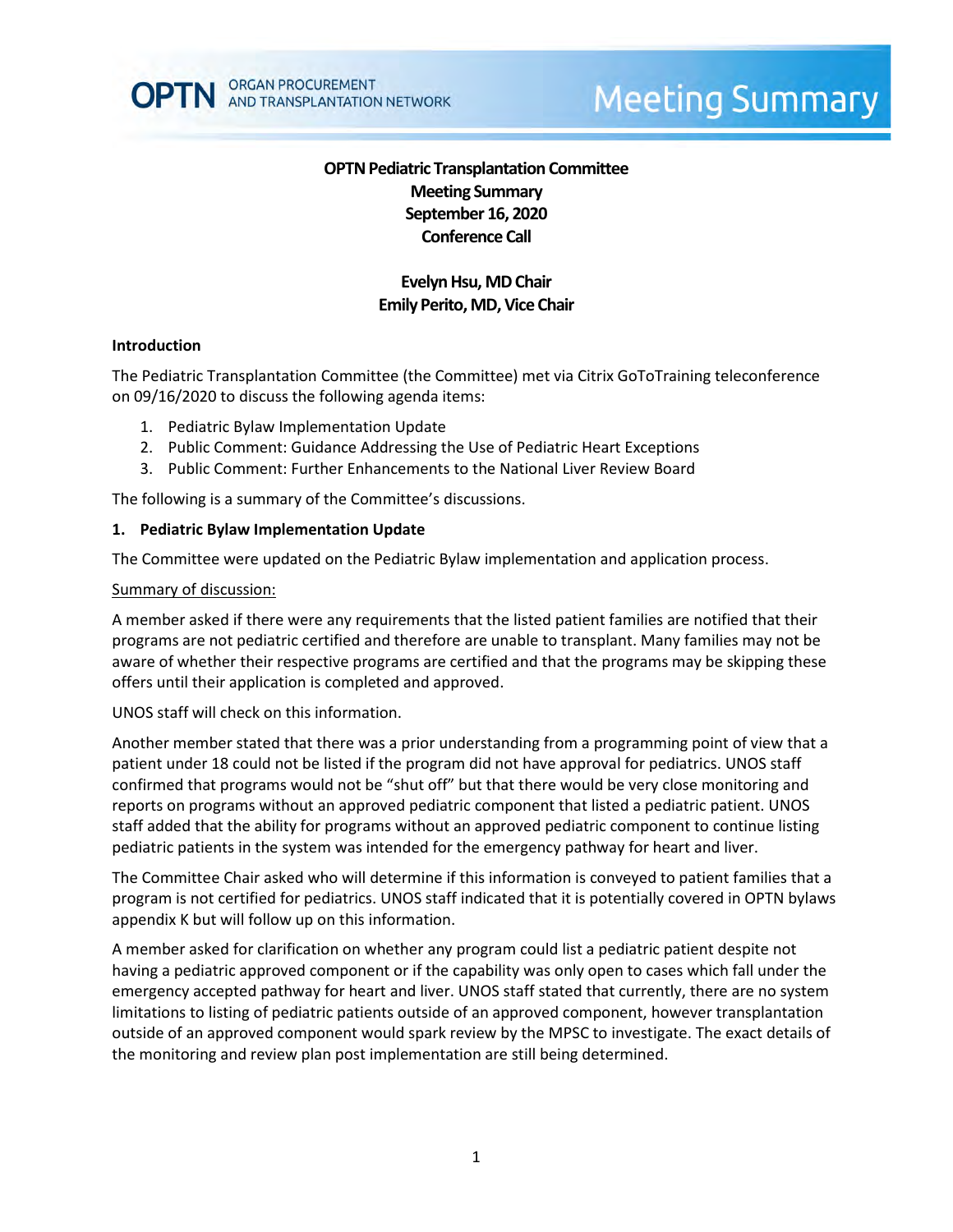# OPTN Pediatric Transplantation Committee
# Meeting Summary
# September 16, 2020
# Conference Call

**Evelyn Hsu, MD Chair**
**Emily Perito, MD, Vice Chair**

### Introduction

The Pediatric Transplantation Committee (the Committee) met via Citrix GoToTraining teleconference on 09/16/2020 to discuss the following agenda items:

1. Pediatric Bylaw Implementation Update
2. Public Comment: Guidance Addressing the Use of Pediatric Heart Exceptions
3. Public Comment: Further Enhancements to the National Liver Review Board

The following is a summary of the Committee's discussions.

### 1. Pediatric Bylaw Implementation Update

The Committee were updated on the Pediatric Bylaw implementation and application process.

Summary of discussion:

A member asked if there were any requirements that the listed patient families are notified that their programs are not pediatric certified and therefore are unable to transplant. Many families may not be aware of whether their respective programs are certified and that the programs may be skipping these offers until their application is completed and approved.

UNOS staff will check on this information.

Another member stated that there was a prior understanding from a programming point of view that a patient under 18 could not be listed if the program did not have approval for pediatrics. UNOS staff confirmed that programs would not be "shut off" but that there would be very close monitoring and reports on programs without an approved pediatric component that listed a pediatric patient. UNOS staff added that the ability for programs without an approved pediatric component to continue listing pediatric patients in the system was intended for the emergency pathway for heart and liver.

The Committee Chair asked who will determine if this information is conveyed to patient families that a program is not certified for pediatrics. UNOS staff indicated that it is potentially covered in OPTN bylaws appendix K but will follow up on this information.

A member asked for clarification on whether any program could list a pediatric patient despite not having a pediatric approved component or if the capability was only open to cases which fall under the emergency accepted pathway for heart and liver. UNOS staff stated that currently, there are no system limitations to listing of pediatric patients outside of an approved component, however transplantation outside of an approved component would spark review by the MPSC to investigate. The exact details of the monitoring and review plan post implementation are still being determined.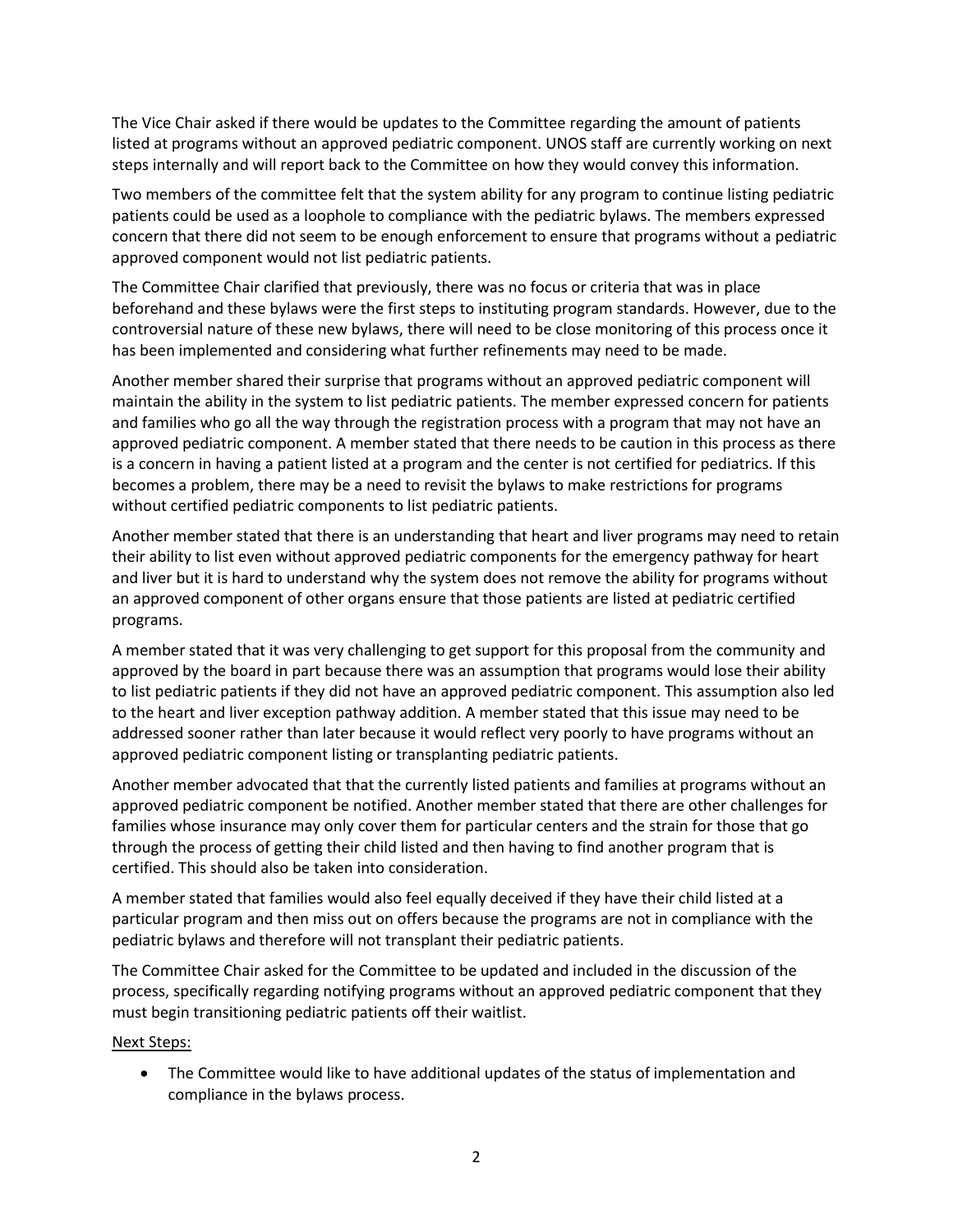The Vice Chair asked if there would be updates to the Committee regarding the amount of patients listed at programs without an approved pediatric component. UNOS staff are currently working on next steps internally and will report back to the Committee on how they would convey this information.

Two members of the committee felt that the system ability for any program to continue listing pediatric patients could be used as a loophole to compliance with the pediatric bylaws. The members expressed concern that there did not seem to be enough enforcement to ensure that programs without a pediatric approved component would not list pediatric patients.

The Committee Chair clarified that previously, there was no focus or criteria that was in place beforehand and these bylaws were the first steps to instituting program standards. However, due to the controversial nature of these new bylaws, there will need to be close monitoring of this process once it has been implemented and considering what further refinements may need to be made.

Another member shared their surprise that programs without an approved pediatric component will maintain the ability in the system to list pediatric patients. The member expressed concern for patients and families who go all the way through the registration process with a program that may not have an approved pediatric component. A member stated that there needs to be caution in this process as there is a concern in having a patient listed at a program and the center is not certified for pediatrics. If this becomes a problem, there may be a need to revisit the bylaws to make restrictions for programs without certified pediatric components to list pediatric patients.

Another member stated that there is an understanding that heart and liver programs may need to retain their ability to list even without approved pediatric components for the emergency pathway for heart and liver but it is hard to understand why the system does not remove the ability for programs without an approved component of other organs ensure that those patients are listed at pediatric certified programs.

A member stated that it was very challenging to get support for this proposal from the community and approved by the board in part because there was an assumption that programs would lose their ability to list pediatric patients if they did not have an approved pediatric component. This assumption also led to the heart and liver exception pathway addition. A member stated that this issue may need to be addressed sooner rather than later because it would reflect very poorly to have programs without an approved pediatric component listing or transplanting pediatric patients.

Another member advocated that that the currently listed patients and families at programs without an approved pediatric component be notified. Another member stated that there are other challenges for families whose insurance may only cover them for particular centers and the strain for those that go through the process of getting their child listed and then having to find another program that is certified. This should also be taken into consideration.

A member stated that families would also feel equally deceived if they have their child listed at a particular program and then miss out on offers because the programs are not in compliance with the pediatric bylaws and therefore will not transplant their pediatric patients.

The Committee Chair asked for the Committee to be updated and included in the discussion of the process, specifically regarding notifying programs without an approved pediatric component that they must begin transitioning pediatric patients off their waitlist.

<u>Next Steps:</u>

- The Committee would like to have additional updates of the status of implementation and compliance in the bylaws process.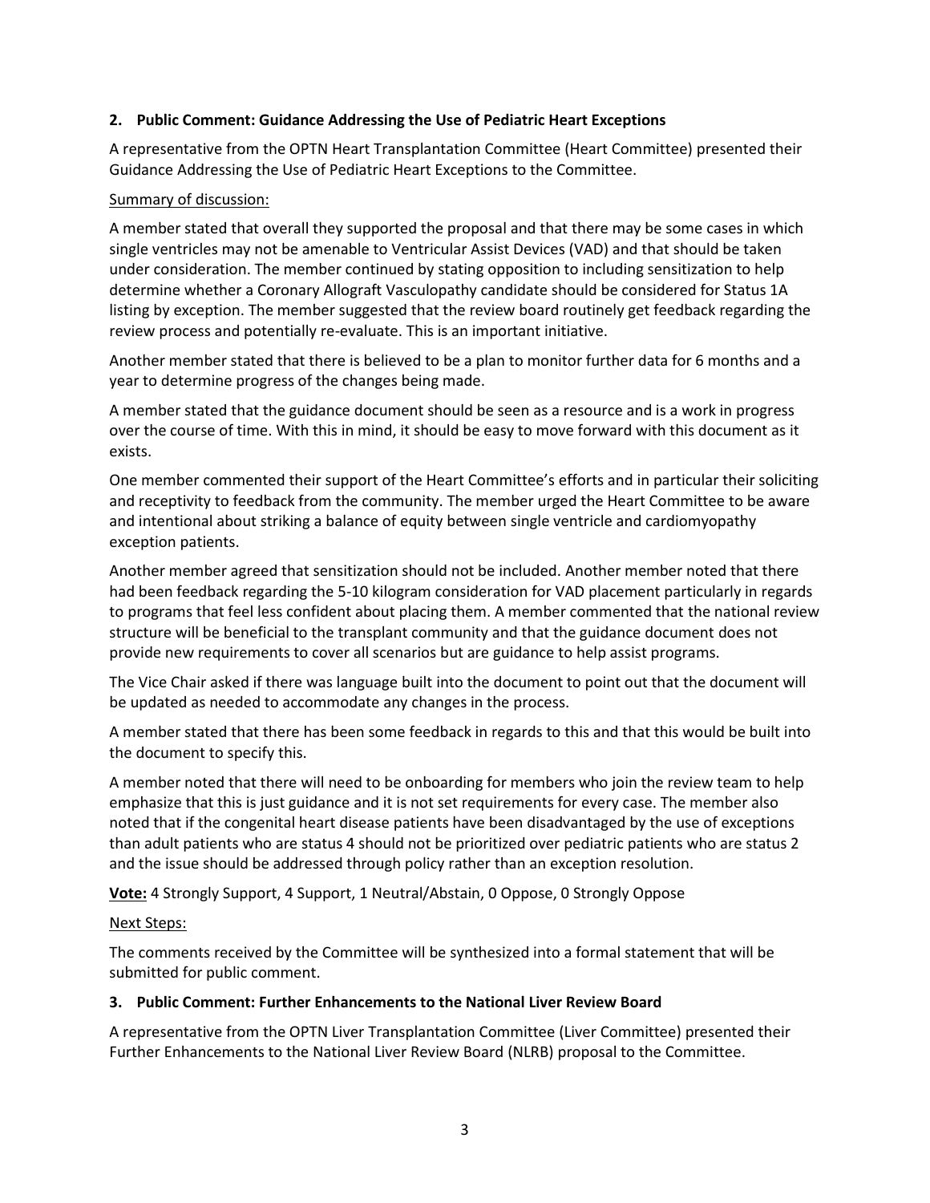### 2. Public Comment: Guidance Addressing the Use of Pediatric Heart Exceptions

A representative from the OPTN Heart Transplantation Committee (Heart Committee) presented their Guidance Addressing the Use of Pediatric Heart Exceptions to the Committee.

Summary of discussion:

A member stated that overall they supported the proposal and that there may be some cases in which single ventricles may not be amenable to Ventricular Assist Devices (VAD) and that should be taken under consideration. The member continued by stating opposition to including sensitization to help determine whether a Coronary Allograft Vasculopathy candidate should be considered for Status 1A listing by exception. The member suggested that the review board routinely get feedback regarding the review process and potentially re-evaluate. This is an important initiative.

Another member stated that there is believed to be a plan to monitor further data for 6 months and a year to determine progress of the changes being made.

A member stated that the guidance document should be seen as a resource and is a work in progress over the course of time. With this in mind, it should be easy to move forward with this document as it exists.

One member commented their support of the Heart Committee's efforts and in particular their soliciting and receptivity to feedback from the community. The member urged the Heart Committee to be aware and intentional about striking a balance of equity between single ventricle and cardiomyopathy exception patients.

Another member agreed that sensitization should not be included. Another member noted that there had been feedback regarding the 5-10 kilogram consideration for VAD placement particularly in regards to programs that feel less confident about placing them. A member commented that the national review structure will be beneficial to the transplant community and that the guidance document does not provide new requirements to cover all scenarios but are guidance to help assist programs.

The Vice Chair asked if there was language built into the document to point out that the document will be updated as needed to accommodate any changes in the process.

A member stated that there has been some feedback in regards to this and that this would be built into the document to specify this.

A member noted that there will need to be onboarding for members who join the review team to help emphasize that this is just guidance and it is not set requirements for every case. The member also noted that if the congenital heart disease patients have been disadvantaged by the use of exceptions than adult patients who are status 4 should not be prioritized over pediatric patients who are status 2 and the issue should be addressed through policy rather than an exception resolution.

**Vote:** 4 Strongly Support, 4 Support, 1 Neutral/Abstain, 0 Oppose, 0 Strongly Oppose

Next Steps:

The comments received by the Committee will be synthesized into a formal statement that will be submitted for public comment.

### 3. Public Comment: Further Enhancements to the National Liver Review Board

A representative from the OPTN Liver Transplantation Committee (Liver Committee) presented their Further Enhancements to the National Liver Review Board (NLRB) proposal to the Committee.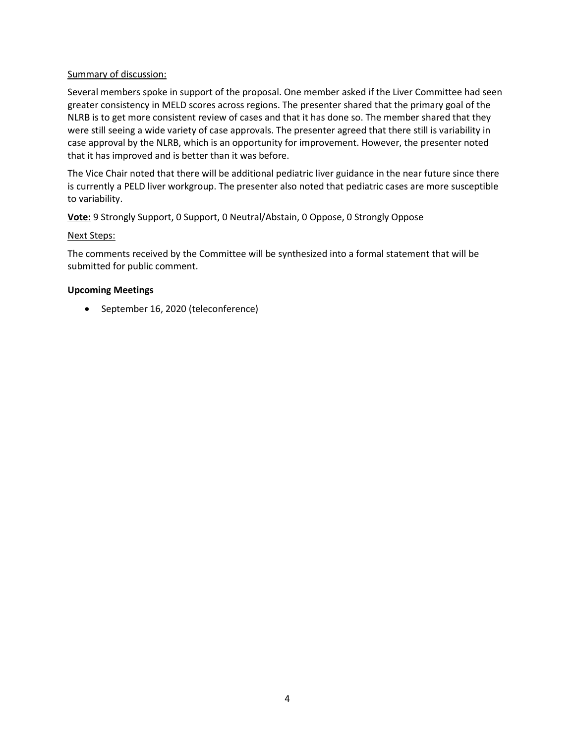Summary of discussion:

Several members spoke in support of the proposal. One member asked if the Liver Committee had seen greater consistency in MELD scores across regions. The presenter shared that the primary goal of the NLRB is to get more consistent review of cases and that it has done so. The member shared that they were still seeing a wide variety of case approvals. The presenter agreed that there still is variability in case approval by the NLRB, which is an opportunity for improvement. However, the presenter noted that it has improved and is better than it was before.

The Vice Chair noted that there will be additional pediatric liver guidance in the near future since there is currently a PELD liver workgroup. The presenter also noted that pediatric cases are more susceptible to variability.

**Vote:** 9 Strongly Support, 0 Support, 0 Neutral/Abstain, 0 Oppose, 0 Strongly Oppose

Next Steps:

The comments received by the Committee will be synthesized into a formal statement that will be submitted for public comment.

**Upcoming Meetings**

- September 16, 2020 (teleconference)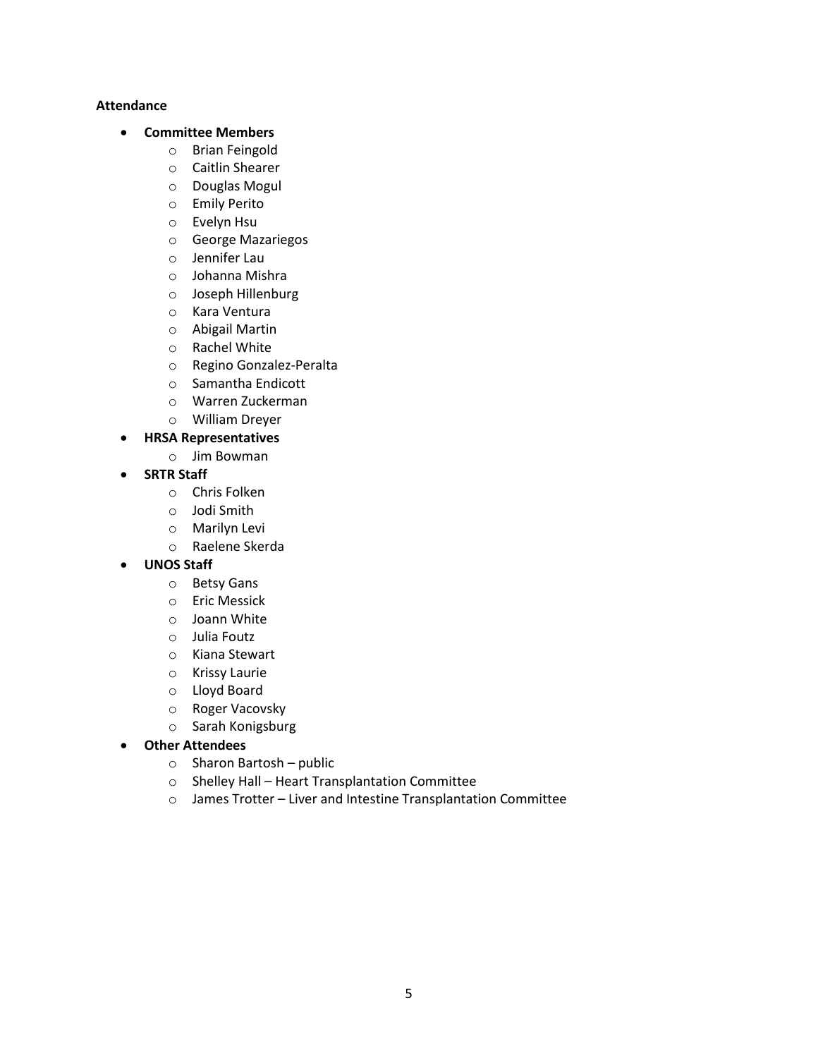**Attendance**

- **Committee Members**
  - Brian Feingold
  - Caitlin Shearer
  - Douglas Mogul
  - Emily Perito
  - Evelyn Hsu
  - George Mazariegos
  - Jennifer Lau
  - Johanna Mishra
  - Joseph Hillenburg
  - Kara Ventura
  - Abigail Martin
  - Rachel White
  - Regino Gonzalez-Peralta
  - Samantha Endicott
  - Warren Zuckerman
  - William Dreyer
- **HRSA Representatives**
  - Jim Bowman
- **SRTR Staff**
  - Chris Folken
  - Jodi Smith
  - Marilyn Levi
  - Raelene Skerda
- **UNOS Staff**
  - Betsy Gans
  - Eric Messick
  - Joann White
  - Julia Foutz
  - Kiana Stewart
  - Krissy Laurie
  - Lloyd Board
  - Roger Vacovsky
  - Sarah Konigsburg
- **Other Attendees**
  - Sharon Bartosh – public
  - Shelley Hall – Heart Transplantation Committee
  - James Trotter – Liver and Intestine Transplantation Committee